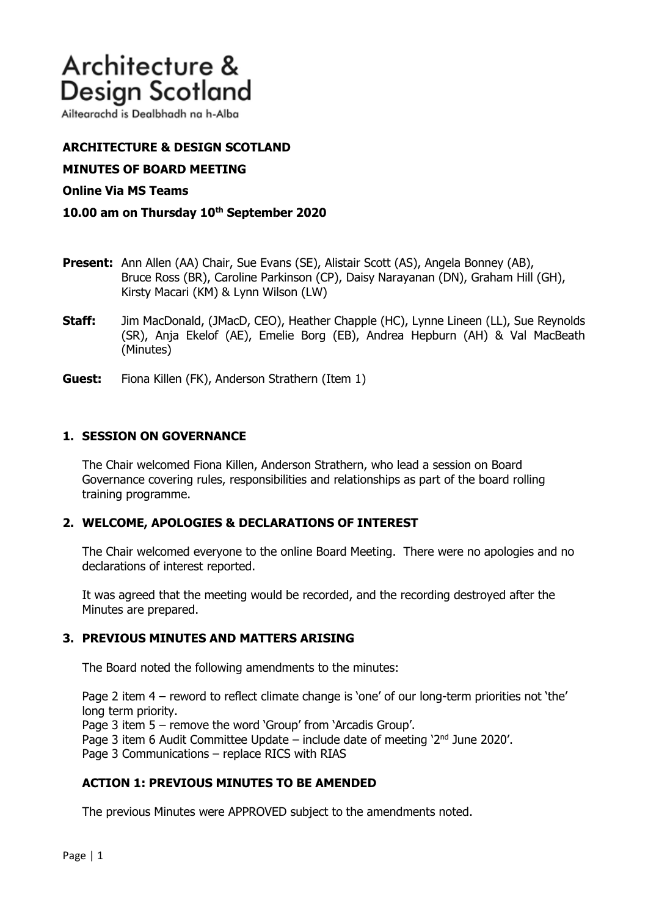# Architecture & Design Scotland

Ailtearachd is Dealbhadh na h-Alba

**ARCHITECTURE & DESIGN SCOTLAND**

**MINUTES OF BOARD MEETING**

**Online Via MS Teams**

**10.00 am on Thursday 10th September 2020**

**Present:** Ann Allen (AA) Chair, Sue Evans (SE), Alistair Scott (AS), Angela Bonney (AB), Bruce Ross (BR), Caroline Parkinson (CP), Daisy Narayanan (DN), Graham Hill (GH), Kirsty Macari (KM) & Lynn Wilson (LW)

**Staff:** Jim MacDonald, (JMacD, CEO), Heather Chapple (HC), Lynne Lineen (LL), Sue Reynolds (SR), Anja Ekelof (AE), Emelie Borg (EB), Andrea Hepburn (AH) & Val MacBeath (Minutes)

**Guest:** Fiona Killen (FK), Anderson Strathern (Item 1)

## 1. SESSION ON GOVERNANCE

The Chair welcomed Fiona Killen, Anderson Strathern, who lead a session on Board Governance covering rules, responsibilities and relationships as part of the board rolling training programme.

## 2. WELCOME, APOLOGIES & DECLARATIONS OF INTEREST

The Chair welcomed everyone to the online Board Meeting. There were no apologies and no declarations of interest reported.

It was agreed that the meeting would be recorded, and the recording destroyed after the Minutes are prepared.

## 3. PREVIOUS MINUTES AND MATTERS ARISING

The Board noted the following amendments to the minutes:

Page 2 item 4 – reword to reflect climate change is 'one' of our long-term priorities not 'the' long term priority.
Page 3 item 5 – remove the word 'Group' from 'Arcadis Group'.
Page 3 item 6 Audit Committee Update – include date of meeting '2nd June 2020'.
Page 3 Communications – replace RICS with RIAS

**ACTION 1: PREVIOUS MINUTES TO BE AMENDED**

The previous Minutes were APPROVED subject to the amendments noted.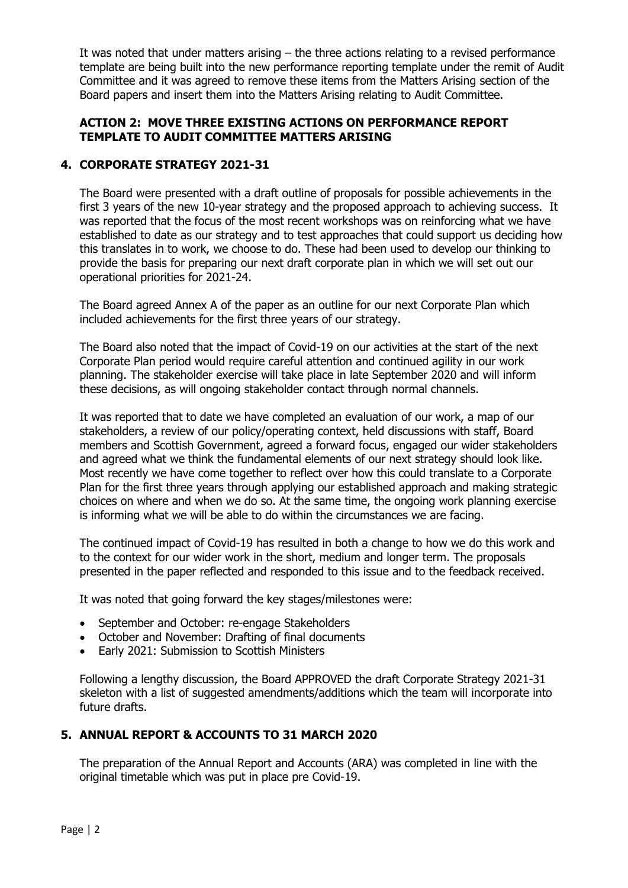It was noted that under matters arising – the three actions relating to a revised performance template are being built into the new performance reporting template under the remit of Audit Committee and it was agreed to remove these items from the Matters Arising section of the Board papers and insert them into the Matters Arising relating to Audit Committee.

**ACTION 2: MOVE THREE EXISTING ACTIONS ON PERFORMANCE REPORT TEMPLATE TO AUDIT COMMITTEE MATTERS ARISING**

## 4. CORPORATE STRATEGY 2021-31

The Board were presented with a draft outline of proposals for possible achievements in the first 3 years of the new 10-year strategy and the proposed approach to achieving success. It was reported that the focus of the most recent workshops was on reinforcing what we have established to date as our strategy and to test approaches that could support us deciding how this translates in to work, we choose to do. These had been used to develop our thinking to provide the basis for preparing our next draft corporate plan in which we will set out our operational priorities for 2021-24.

The Board agreed Annex A of the paper as an outline for our next Corporate Plan which included achievements for the first three years of our strategy.

The Board also noted that the impact of Covid-19 on our activities at the start of the next Corporate Plan period would require careful attention and continued agility in our work planning. The stakeholder exercise will take place in late September 2020 and will inform these decisions, as will ongoing stakeholder contact through normal channels.

It was reported that to date we have completed an evaluation of our work, a map of our stakeholders, a review of our policy/operating context, held discussions with staff, Board members and Scottish Government, agreed a forward focus, engaged our wider stakeholders and agreed what we think the fundamental elements of our next strategy should look like. Most recently we have come together to reflect over how this could translate to a Corporate Plan for the first three years through applying our established approach and making strategic choices on where and when we do so. At the same time, the ongoing work planning exercise is informing what we will be able to do within the circumstances we are facing.

The continued impact of Covid-19 has resulted in both a change to how we do this work and to the context for our wider work in the short, medium and longer term. The proposals presented in the paper reflected and responded to this issue and to the feedback received.

It was noted that going forward the key stages/milestones were:

- September and October: re-engage Stakeholders
- October and November: Drafting of final documents
- Early 2021: Submission to Scottish Ministers

Following a lengthy discussion, the Board APPROVED the draft Corporate Strategy 2021-31 skeleton with a list of suggested amendments/additions which the team will incorporate into future drafts.

## 5. ANNUAL REPORT & ACCOUNTS TO 31 MARCH 2020

The preparation of the Annual Report and Accounts (ARA) was completed in line with the original timetable which was put in place pre Covid-19.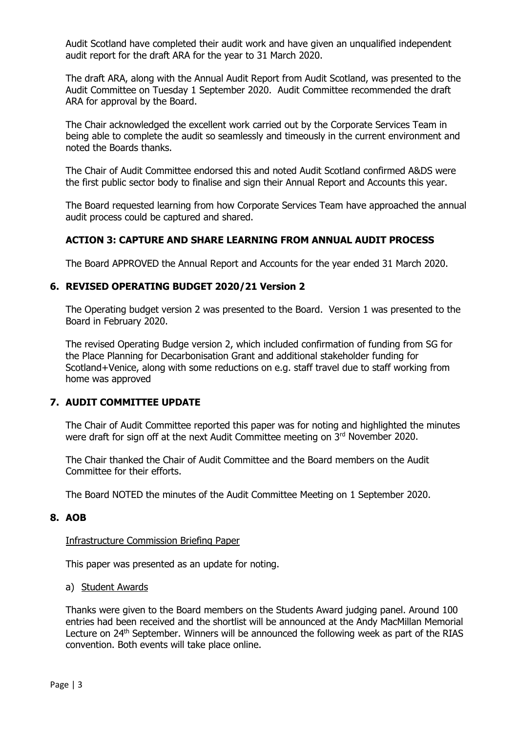Audit Scotland have completed their audit work and have given an unqualified independent audit report for the draft ARA for the year to 31 March 2020.

The draft ARA, along with the Annual Audit Report from Audit Scotland, was presented to the Audit Committee on Tuesday 1 September 2020. Audit Committee recommended the draft ARA for approval by the Board.

The Chair acknowledged the excellent work carried out by the Corporate Services Team in being able to complete the audit so seamlessly and timeously in the current environment and noted the Boards thanks.

The Chair of Audit Committee endorsed this and noted Audit Scotland confirmed A&DS were the first public sector body to finalise and sign their Annual Report and Accounts this year.

The Board requested learning from how Corporate Services Team have approached the annual audit process could be captured and shared.

**ACTION 3: CAPTURE AND SHARE LEARNING FROM ANNUAL AUDIT PROCESS**

The Board APPROVED the Annual Report and Accounts for the year ended 31 March 2020.

## 6. REVISED OPERATING BUDGET 2020/21 Version 2

The Operating budget version 2 was presented to the Board. Version 1 was presented to the Board in February 2020.

The revised Operating Budge version 2, which included confirmation of funding from SG for the Place Planning for Decarbonisation Grant and additional stakeholder funding for Scotland+Venice, along with some reductions on e.g. staff travel due to staff working from home was approved

## 7. AUDIT COMMITTEE UPDATE

The Chair of Audit Committee reported this paper was for noting and highlighted the minutes were draft for sign off at the next Audit Committee meeting on 3rd November 2020.

The Chair thanked the Chair of Audit Committee and the Board members on the Audit Committee for their efforts.

The Board NOTED the minutes of the Audit Committee Meeting on 1 September 2020.

## 8. AOB

Infrastructure Commission Briefing Paper

This paper was presented as an update for noting.

a) Student Awards

Thanks were given to the Board members on the Students Award judging panel. Around 100 entries had been received and the shortlist will be announced at the Andy MacMillan Memorial Lecture on 24th September. Winners will be announced the following week as part of the RIAS convention. Both events will take place online.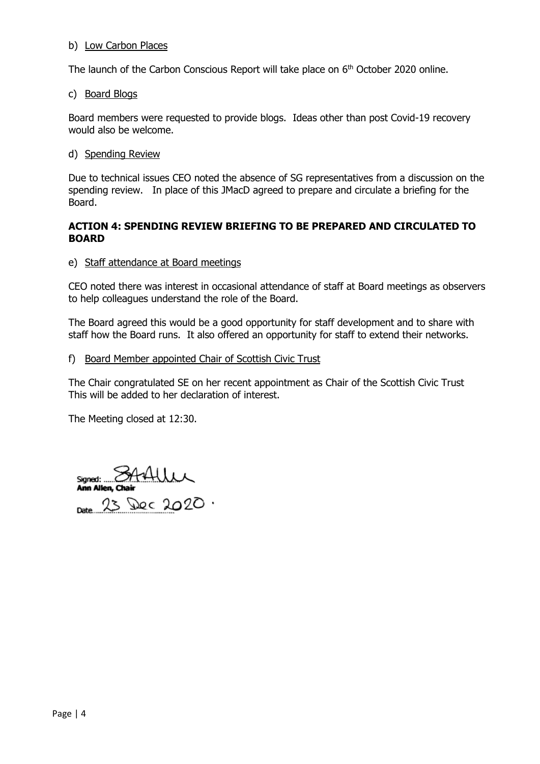b) Low Carbon Places

The launch of the Carbon Conscious Report will take place on 6th October 2020 online.

c) Board Blogs

Board members were requested to provide blogs. Ideas other than post Covid-19 recovery would also be welcome.

d) Spending Review

Due to technical issues CEO noted the absence of SG representatives from a discussion on the spending review. In place of this JMacD agreed to prepare and circulate a briefing for the Board.

**ACTION 4: SPENDING REVIEW BRIEFING TO BE PREPARED AND CIRCULATED TO BOARD**

e) Staff attendance at Board meetings

CEO noted there was interest in occasional attendance of staff at Board meetings as observers to help colleagues understand the role of the Board.

The Board agreed this would be a good opportunity for staff development and to share with staff how the Board runs. It also offered an opportunity for staff to extend their networks.

f) Board Member appointed Chair of Scottish Civic Trust

The Chair congratulated SE on her recent appointment as Chair of the Scottish Civic Trust This will be added to her declaration of interest.

The Meeting closed at 12:30.

Signed: ...SAAllen...
**Ann Allen, Chair**

Date 23 Dec 2020.